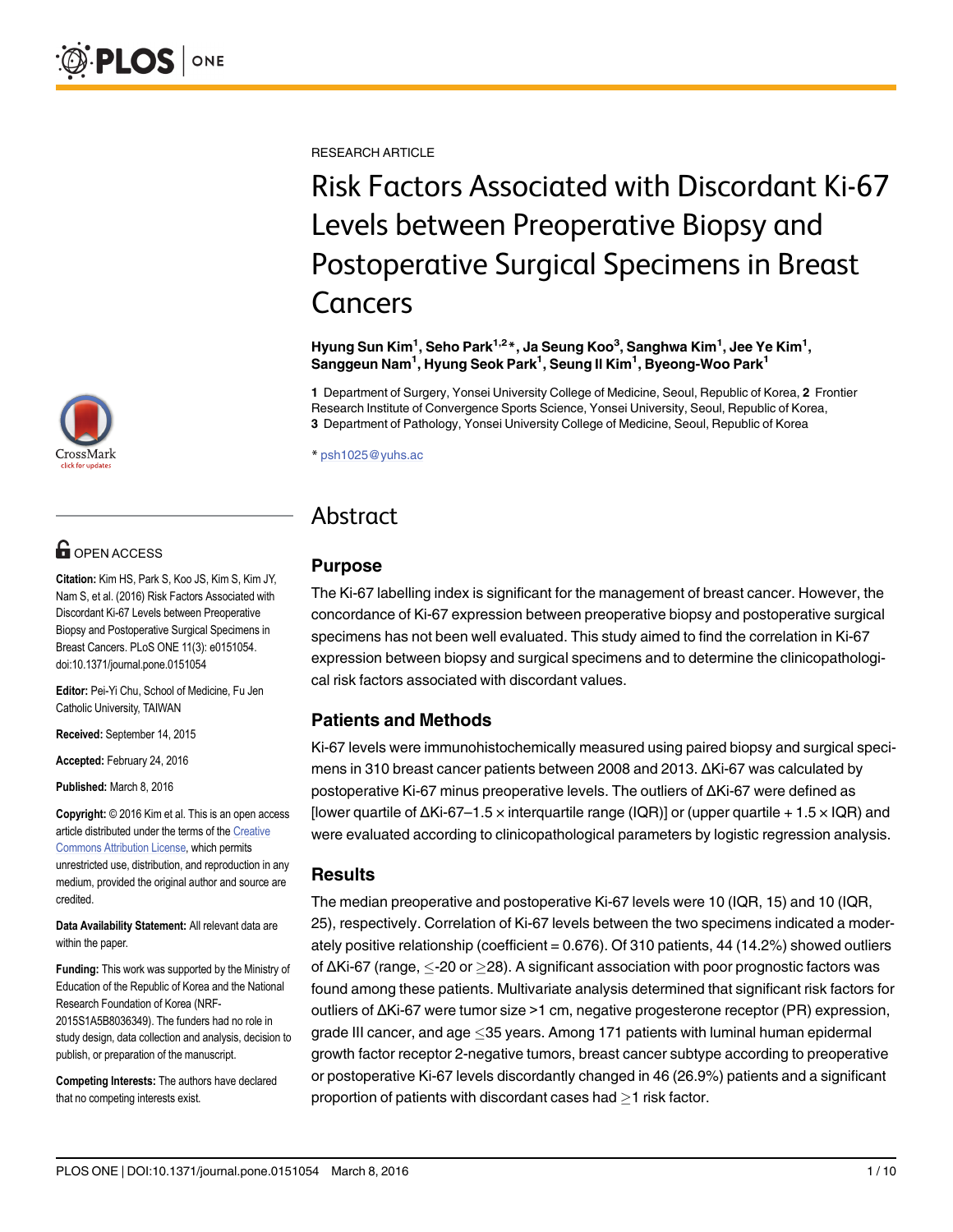RESEARCH ARTICLE

# Risk Factors Associated with Discordant Ki-67 Levels between Preoperative Biopsy and Postoperative Surgical Specimens in Breast Cancers

**Hyung Sun Kim[1], Seho Park[1,2]*, Ja Seung Koo[3], Sanghwa Kim[1], Jee Ye Kim[1], Sanggeun Nam[1], Hyung Seok Park[1], Seung Il Kim[1], Byeong-Woo Park[1]**

**1** Department of Surgery, Yonsei University College of Medicine, Seoul, Republic of Korea, **2** Frontier Research Institute of Convergence Sports Science, Yonsei University, Seoul, Republic of Korea, **3** Department of Pathology, Yonsei University College of Medicine, Seoul, Republic of Korea

* psh1025@yuhs.ac

OPEN ACCESS

**Citation:** Kim HS, Park S, Koo JS, Kim S, Kim JY, Nam S, et al. (2016) Risk Factors Associated with Discordant Ki-67 Levels between Preoperative Biopsy and Postoperative Surgical Specimens in Breast Cancers. PLoS ONE 11(3): e0151054. doi:10.1371/journal.pone.0151054

**Editor:** Pei-Yi Chu, School of Medicine, Fu Jen Catholic University, TAIWAN

**Received:** September 14, 2015

**Accepted:** February 24, 2016

**Published:** March 8, 2016

**Copyright:** © 2016 Kim et al. This is an open access article distributed under the terms of the Creative Commons Attribution License, which permits unrestricted use, distribution, and reproduction in any medium, provided the original author and source are credited.

**Data Availability Statement:** All relevant data are within the paper.

**Funding:** This work was supported by the Ministry of Education of the Republic of Korea and the National Research Foundation of Korea (NRF-2015S1A5B8036349). The funders had no role in study design, data collection and analysis, decision to publish, or preparation of the manuscript.

**Competing Interests:** The authors have declared that no competing interests exist.

## Abstract

### Purpose

The Ki-67 labelling index is significant for the management of breast cancer. However, the concordance of Ki-67 expression between preoperative biopsy and postoperative surgical specimens has not been well evaluated. This study aimed to find the correlation in Ki-67 expression between biopsy and surgical specimens and to determine the clinicopathological risk factors associated with discordant values.

### Patients and Methods

Ki-67 levels were immunohistochemically measured using paired biopsy and surgical specimens in 310 breast cancer patients between 2008 and 2013. ΔKi-67 was calculated by postoperative Ki-67 minus preoperative levels. The outliers of ΔKi-67 were defined as [lower quartile of ΔKi-67–1.5 × interquartile range (IQR)] or (upper quartile + 1.5 × IQR) and were evaluated according to clinicopathological parameters by logistic regression analysis.

### Results

The median preoperative and postoperative Ki-67 levels were 10 (IQR, 15) and 10 (IQR, 25), respectively. Correlation of Ki-67 levels between the two specimens indicated a moderately positive relationship (coefficient = 0.676). Of 310 patients, 44 (14.2%) showed outliers of ΔKi-67 (range, ≤-20 or ≥28). A significant association with poor prognostic factors was found among these patients. Multivariate analysis determined that significant risk factors for outliers of ΔKi-67 were tumor size >1 cm, negative progesterone receptor (PR) expression, grade III cancer, and age ≤35 years. Among 171 patients with luminal human epidermal growth factor receptor 2-negative tumors, breast cancer subtype according to preoperative or postoperative Ki-67 levels discordantly changed in 46 (26.9%) patients and a significant proportion of patients with discordant cases had ≥1 risk factor.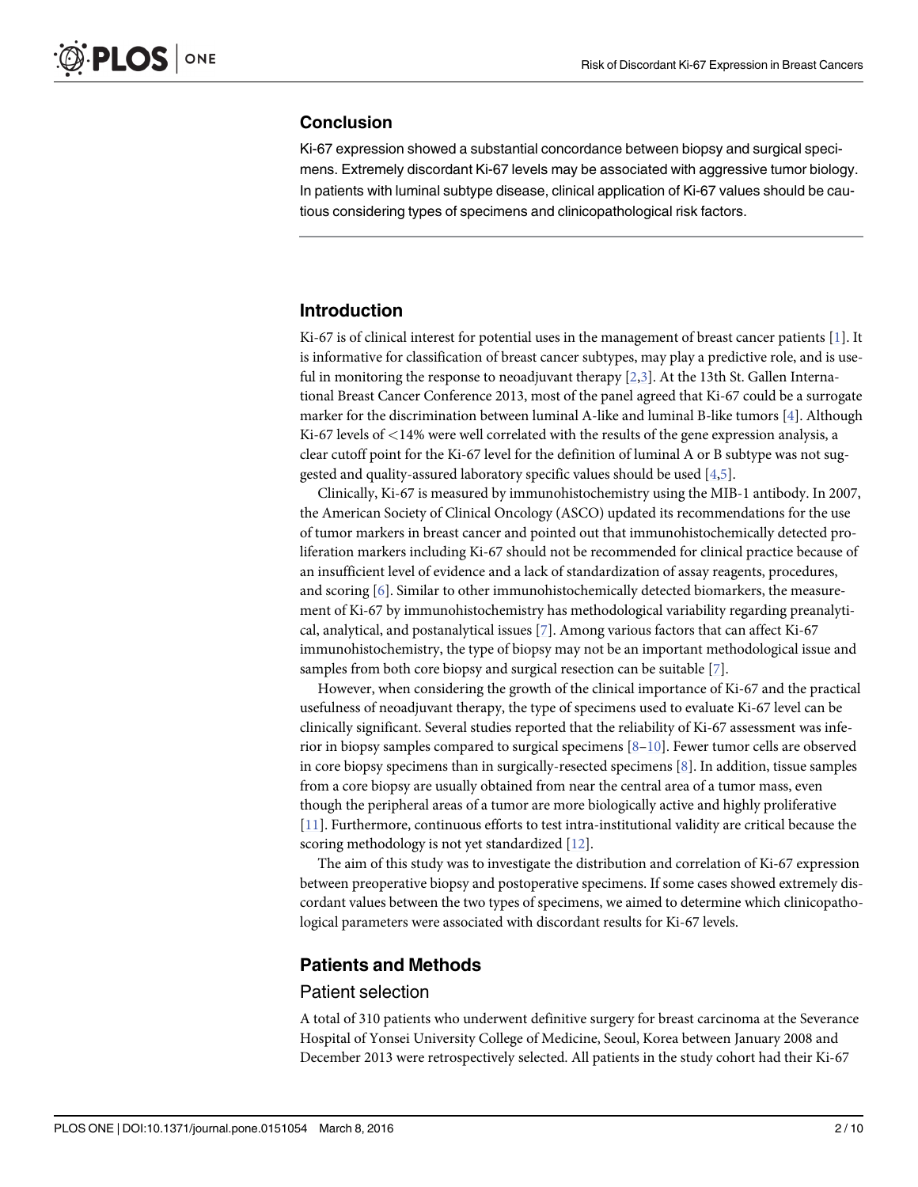## Conclusion

Ki-67 expression showed a substantial concordance between biopsy and surgical specimens. Extremely discordant Ki-67 levels may be associated with aggressive tumor biology. In patients with luminal subtype disease, clinical application of Ki-67 values should be cautious considering types of specimens and clinicopathological risk factors.

## Introduction

Ki-67 is of clinical interest for potential uses in the management of breast cancer patients [1]. It is informative for classification of breast cancer subtypes, may play a predictive role, and is useful in monitoring the response to neoadjuvant therapy [2,3]. At the 13th St. Gallen International Breast Cancer Conference 2013, most of the panel agreed that Ki-67 could be a surrogate marker for the discrimination between luminal A-like and luminal B-like tumors [4]. Although Ki-67 levels of <14% were well correlated with the results of the gene expression analysis, a clear cutoff point for the Ki-67 level for the definition of luminal A or B subtype was not suggested and quality-assured laboratory specific values should be used [4,5].

Clinically, Ki-67 is measured by immunohistochemistry using the MIB-1 antibody. In 2007, the American Society of Clinical Oncology (ASCO) updated its recommendations for the use of tumor markers in breast cancer and pointed out that immunohistochemically detected proliferation markers including Ki-67 should not be recommended for clinical practice because of an insufficient level of evidence and a lack of standardization of assay reagents, procedures, and scoring [6]. Similar to other immunohistochemically detected biomarkers, the measurement of Ki-67 by immunohistochemistry has methodological variability regarding preanalytical, analytical, and postanalytical issues [7]. Among various factors that can affect Ki-67 immunohistochemistry, the type of biopsy may not be an important methodological issue and samples from both core biopsy and surgical resection can be suitable [7].

However, when considering the growth of the clinical importance of Ki-67 and the practical usefulness of neoadjuvant therapy, the type of specimens used to evaluate Ki-67 level can be clinically significant. Several studies reported that the reliability of Ki-67 assessment was inferior in biopsy samples compared to surgical specimens [8–10]. Fewer tumor cells are observed in core biopsy specimens than in surgically-resected specimens [8]. In addition, tissue samples from a core biopsy are usually obtained from near the central area of a tumor mass, even though the peripheral areas of a tumor are more biologically active and highly proliferative [11]. Furthermore, continuous efforts to test intra-institutional validity are critical because the scoring methodology is not yet standardized [12].

The aim of this study was to investigate the distribution and correlation of Ki-67 expression between preoperative biopsy and postoperative specimens. If some cases showed extremely discordant values between the two types of specimens, we aimed to determine which clinicopathological parameters were associated with discordant results for Ki-67 levels.

## Patients and Methods

### Patient selection

A total of 310 patients who underwent definitive surgery for breast carcinoma at the Severance Hospital of Yonsei University College of Medicine, Seoul, Korea between January 2008 and December 2013 were retrospectively selected. All patients in the study cohort had their Ki-67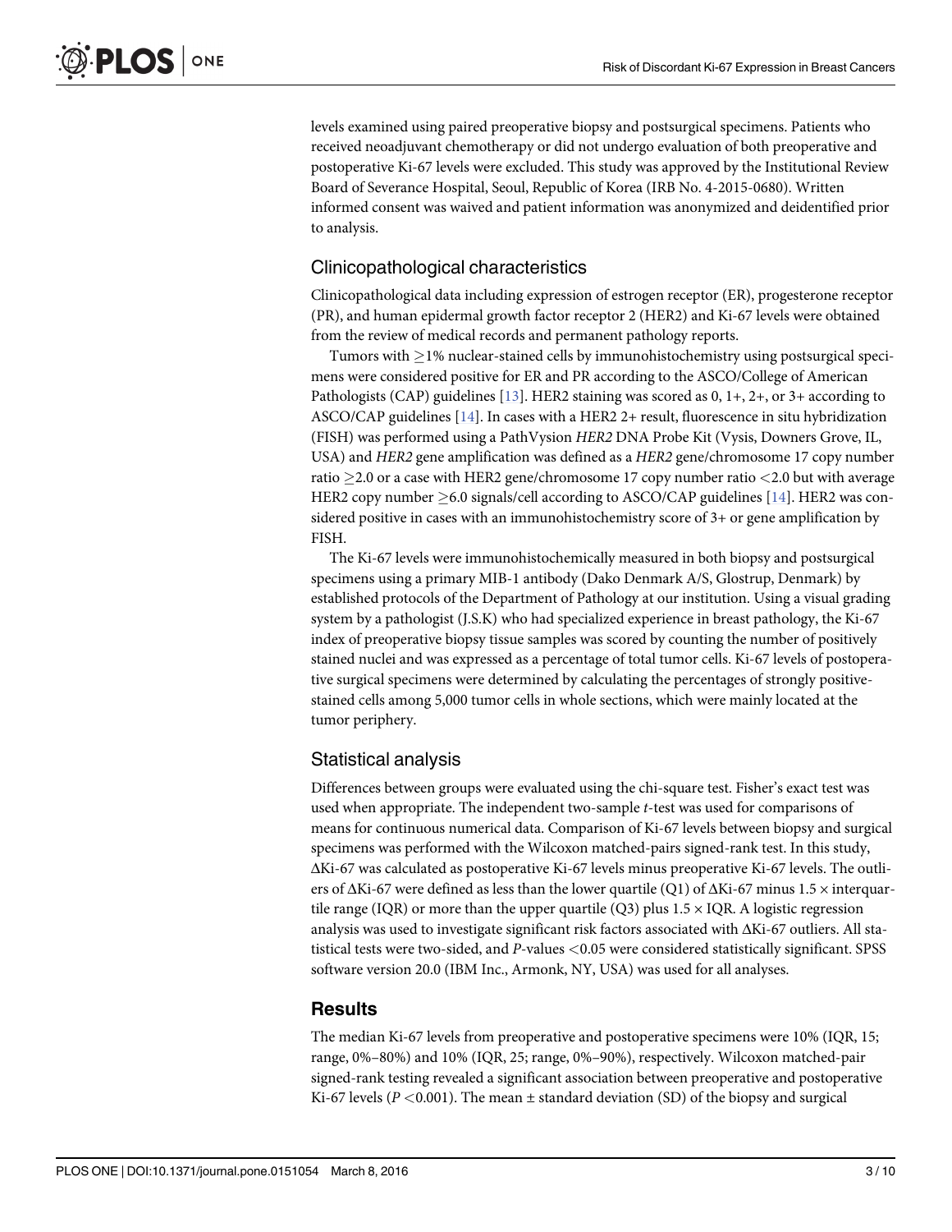levels examined using paired preoperative biopsy and postsurgical specimens. Patients who received neoadjuvant chemotherapy or did not undergo evaluation of both preoperative and postoperative Ki-67 levels were excluded. This study was approved by the Institutional Review Board of Severance Hospital, Seoul, Republic of Korea (IRB No. 4-2015-0680). Written informed consent was waived and patient information was anonymized and deidentified prior to analysis.

## Clinicopathological characteristics

Clinicopathological data including expression of estrogen receptor (ER), progesterone receptor (PR), and human epidermal growth factor receptor 2 (HER2) and Ki-67 levels were obtained from the review of medical records and permanent pathology reports.

Tumors with $\geq$1% nuclear-stained cells by immunohistochemistry using postsurgical specimens were considered positive for ER and PR according to the ASCO/College of American Pathologists (CAP) guidelines [13]. HER2 staining was scored as 0, 1+, 2+, or 3+ according to ASCO/CAP guidelines [14]. In cases with a HER2 2+ result, fluorescence in situ hybridization (FISH) was performed using a PathVysion *HER2* DNA Probe Kit (Vysis, Downers Grove, IL, USA) and *HER2* gene amplification was defined as a *HER2* gene/chromosome 17 copy number ratio $\geq$2.0 or a case with HER2 gene/chromosome 17 copy number ratio <2.0 but with average HER2 copy number $\geq$6.0 signals/cell according to ASCO/CAP guidelines [14]. HER2 was considered positive in cases with an immunohistochemistry score of 3+ or gene amplification by FISH.

The Ki-67 levels were immunohistochemically measured in both biopsy and postsurgical specimens using a primary MIB-1 antibody (Dako Denmark A/S, Glostrup, Denmark) by established protocols of the Department of Pathology at our institution. Using a visual grading system by a pathologist (J.S.K) who had specialized experience in breast pathology, the Ki-67 index of preoperative biopsy tissue samples was scored by counting the number of positively stained nuclei and was expressed as a percentage of total tumor cells. Ki-67 levels of postoperative surgical specimens were determined by calculating the percentages of strongly positive-stained cells among 5,000 tumor cells in whole sections, which were mainly located at the tumor periphery.

## Statistical analysis

Differences between groups were evaluated using the chi-square test. Fisher's exact test was used when appropriate. The independent two-sample *t*-test was used for comparisons of means for continuous numerical data. Comparison of Ki-67 levels between biopsy and surgical specimens was performed with the Wilcoxon matched-pairs signed-rank test. In this study, ΔKi-67 was calculated as postoperative Ki-67 levels minus preoperative Ki-67 levels. The outliers of ΔKi-67 were defined as less than the lower quartile (Q1) of ΔKi-67 minus 1.5 × interquartile range (IQR) or more than the upper quartile (Q3) plus 1.5 × IQR. A logistic regression analysis was used to investigate significant risk factors associated with ΔKi-67 outliers. All statistical tests were two-sided, and *P*-values <0.05 were considered statistically significant. SPSS software version 20.0 (IBM Inc., Armonk, NY, USA) was used for all analyses.

# Results

The median Ki-67 levels from preoperative and postoperative specimens were 10% (IQR, 15; range, 0%–80%) and 10% (IQR, 25; range, 0%–90%), respectively. Wilcoxon matched-pair signed-rank testing revealed a significant association between preoperative and postoperative Ki-67 levels ($P$ <0.001). The mean ± standard deviation (SD) of the biopsy and surgical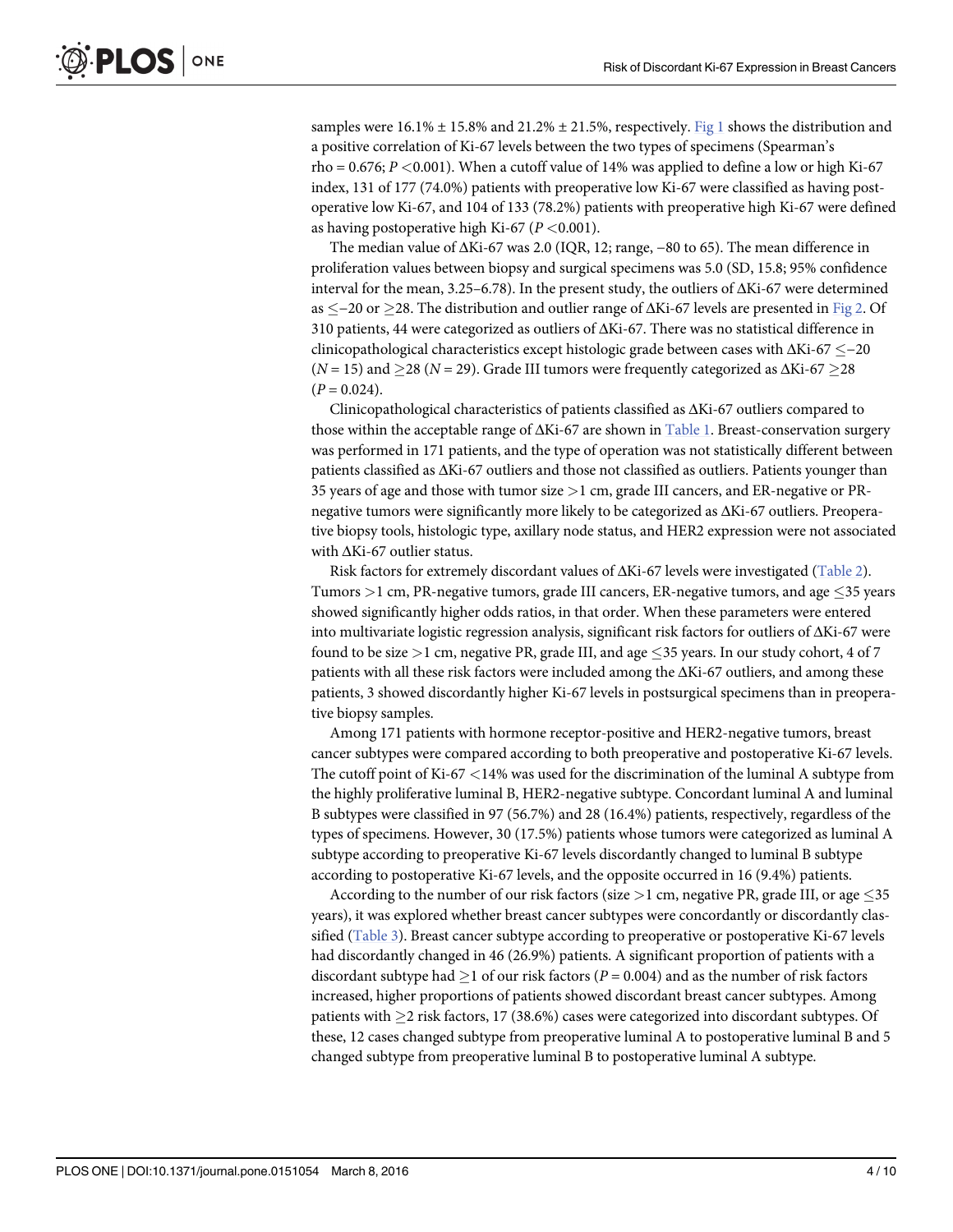samples were 16.1% ± 15.8% and 21.2% ± 21.5%, respectively. Fig 1 shows the distribution and a positive correlation of Ki-67 levels between the two types of specimens (Spearman's rho = 0.676; $P < 0.001$). When a cutoff value of 14% was applied to define a low or high Ki-67 index, 131 of 177 (74.0%) patients with preoperative low Ki-67 were classified as having postoperative low Ki-67, and 104 of 133 (78.2%) patients with preoperative high Ki-67 were defined as having postoperative high Ki-67 ($P < 0.001$).

The median value of ΔKi-67 was 2.0 (IQR, 12; range, −80 to 65). The mean difference in proliferation values between biopsy and surgical specimens was 5.0 (SD, 15.8; 95% confidence interval for the mean, 3.25–6.78). In the present study, the outliers of ΔKi-67 were determined as ≤−20 or ≥28. The distribution and outlier range of ΔKi-67 levels are presented in Fig 2. Of 310 patients, 44 were categorized as outliers of ΔKi-67. There was no statistical difference in clinicopathological characteristics except histologic grade between cases with ΔKi-67 ≤−20 ($N = 15$) and ≥28 ($N = 29$). Grade III tumors were frequently categorized as ΔKi-67 ≥28 ($P = 0.024$).

Clinicopathological characteristics of patients classified as ΔKi-67 outliers compared to those within the acceptable range of ΔKi-67 are shown in Table 1. Breast-conservation surgery was performed in 171 patients, and the type of operation was not statistically different between patients classified as ΔKi-67 outliers and those not classified as outliers. Patients younger than 35 years of age and those with tumor size >1 cm, grade III cancers, and ER-negative or PR-negative tumors were significantly more likely to be categorized as ΔKi-67 outliers. Preoperative biopsy tools, histologic type, axillary node status, and HER2 expression were not associated with ΔKi-67 outlier status.

Risk factors for extremely discordant values of ΔKi-67 levels were investigated (Table 2). Tumors >1 cm, PR-negative tumors, grade III cancers, ER-negative tumors, and age ≤35 years showed significantly higher odds ratios, in that order. When these parameters were entered into multivariate logistic regression analysis, significant risk factors for outliers of ΔKi-67 were found to be size >1 cm, negative PR, grade III, and age ≤35 years. In our study cohort, 4 of 7 patients with all these risk factors were included among the ΔKi-67 outliers, and among these patients, 3 showed discordantly higher Ki-67 levels in postsurgical specimens than in preoperative biopsy samples.

Among 171 patients with hormone receptor-positive and HER2-negative tumors, breast cancer subtypes were compared according to both preoperative and postoperative Ki-67 levels. The cutoff point of Ki-67 <14% was used for the discrimination of the luminal A subtype from the highly proliferative luminal B, HER2-negative subtype. Concordant luminal A and luminal B subtypes were classified in 97 (56.7%) and 28 (16.4%) patients, respectively, regardless of the types of specimens. However, 30 (17.5%) patients whose tumors were categorized as luminal A subtype according to preoperative Ki-67 levels discordantly changed to luminal B subtype according to postoperative Ki-67 levels, and the opposite occurred in 16 (9.4%) patients.

According to the number of our risk factors (size >1 cm, negative PR, grade III, or age ≤35 years), it was explored whether breast cancer subtypes were concordantly or discordantly classified (Table 3). Breast cancer subtype according to preoperative or postoperative Ki-67 levels had discordantly changed in 46 (26.9%) patients. A significant proportion of patients with a discordant subtype had ≥1 of our risk factors ($P = 0.004$) and as the number of risk factors increased, higher proportions of patients showed discordant breast cancer subtypes. Among patients with ≥2 risk factors, 17 (38.6%) cases were categorized into discordant subtypes. Of these, 12 cases changed subtype from preoperative luminal A to postoperative luminal B and 5 changed subtype from preoperative luminal B to postoperative luminal A subtype.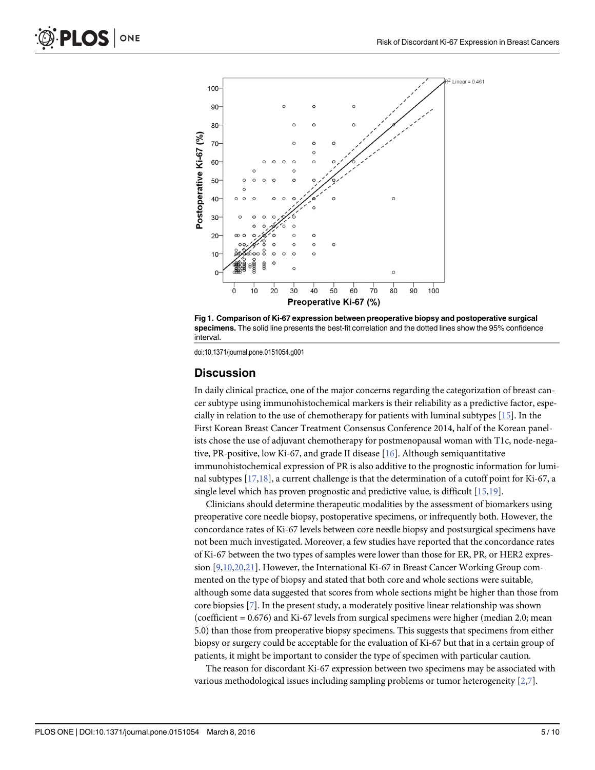$R^2$ Linear = 0.461

Postoperative Ki-67 (%)

0
10
20
30
40
50
60
70
80
90
100

Preoperative Ki-67 (%)

0
10
20
30
40
50
60
70
80
90
100

**Fig 1. Comparison of Ki-67 expression between preoperative biopsy and postoperative surgical specimens.** The solid line presents the best-fit correlation and the dotted lines show the 95% confidence interval.

doi:10.1371/journal.pone.0151054.g001

## Discussion

In daily clinical practice, one of the major concerns regarding the categorization of breast cancer subtype using immunohistochemical markers is their reliability as a predictive factor, especially in relation to the use of chemotherapy for patients with luminal subtypes [15]. In the First Korean Breast Cancer Treatment Consensus Conference 2014, half of the Korean panelists chose the use of adjuvant chemotherapy for postmenopausal woman with T1c, node-negative, PR-positive, low Ki-67, and grade II disease [16]. Although semiquantitative immunohistochemical expression of PR is also additive to the prognostic information for luminal subtypes [17,18], a current challenge is that the determination of a cutoff point for Ki-67, a single level which has proven prognostic and predictive value, is difficult [15,19].

Clinicians should determine therapeutic modalities by the assessment of biomarkers using preoperative core needle biopsy, postoperative specimens, or infrequently both. However, the concordance rates of Ki-67 levels between core needle biopsy and postsurgical specimens have not been much investigated. Moreover, a few studies have reported that the concordance rates of Ki-67 between the two types of samples were lower than those for ER, PR, or HER2 expression [9,10,20,21]. However, the International Ki-67 in Breast Cancer Working Group commented on the type of biopsy and stated that both core and whole sections were suitable, although some data suggested that scores from whole sections might be higher than those from core biopsies [7]. In the present study, a moderately positive linear relationship was shown (coefficient = 0.676) and Ki-67 levels from surgical specimens were higher (median 2.0; mean 5.0) than those from preoperative biopsy specimens. This suggests that specimens from either biopsy or surgery could be acceptable for the evaluation of Ki-67 but that in a certain group of patients, it might be important to consider the type of specimen with particular caution.

The reason for discordant Ki-67 expression between two specimens may be associated with various methodological issues including sampling problems or tumor heterogeneity [2,7].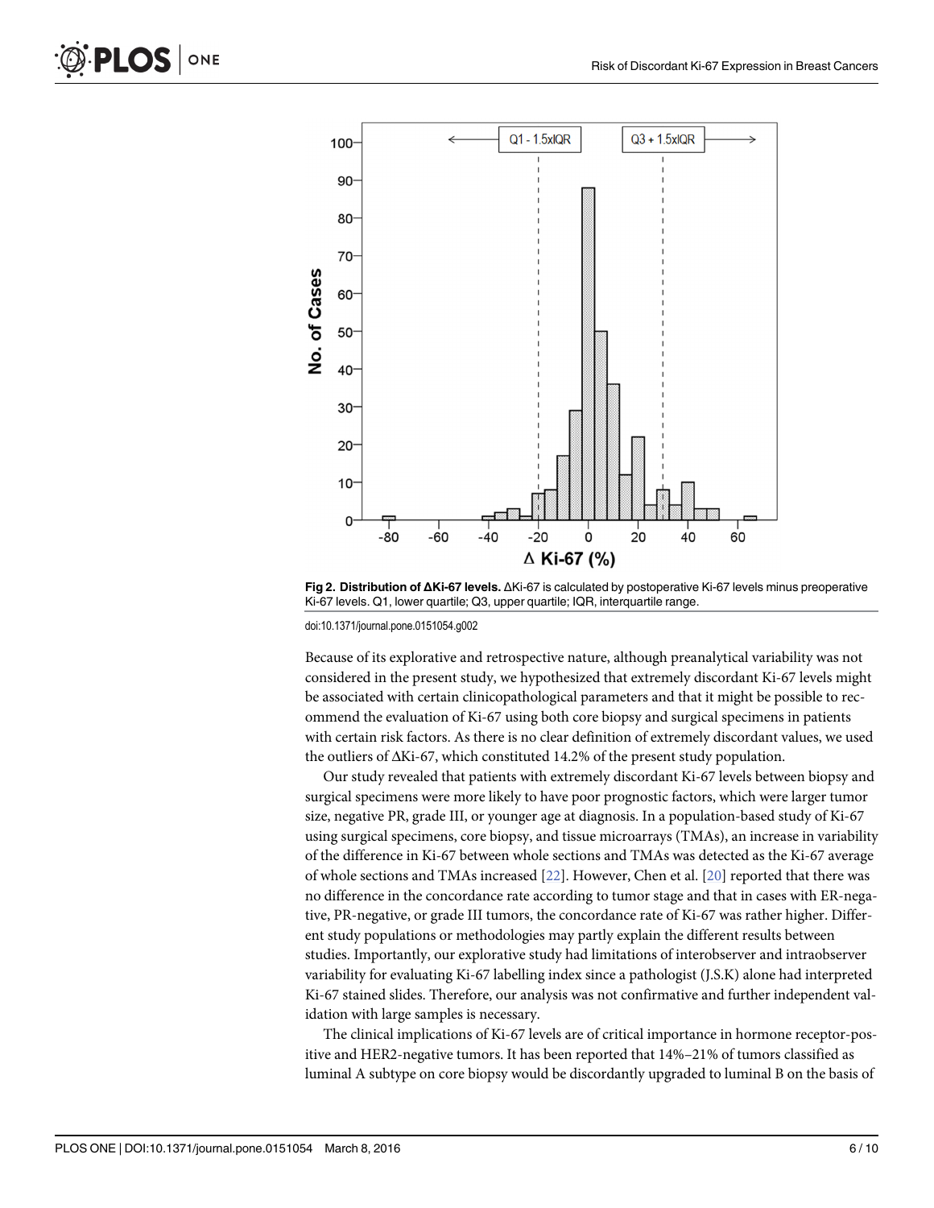Q1 - 1.5xIQR

Q3 + 1.5xIQR

No. of Cases

100
90
80
70
60
50
40
30
20
10
0

-80 -60 -40 -20 0 20 40 60

Δ Ki-67 (%)

**Fig 2. Distribution of ΔKi-67 levels.** ΔKi-67 is calculated by postoperative Ki-67 levels minus preoperative Ki-67 levels. Q1, lower quartile; Q3, upper quartile; IQR, interquartile range.

doi:10.1371/journal.pone.0151054.g002

Because of its explorative and retrospective nature, although preanalytical variability was not considered in the present study, we hypothesized that extremely discordant Ki-67 levels might be associated with certain clinicopathological parameters and that it might be possible to recommend the evaluation of Ki-67 using both core biopsy and surgical specimens in patients with certain risk factors. As there is no clear definition of extremely discordant values, we used the outliers of ΔKi-67, which constituted 14.2% of the present study population.

Our study revealed that patients with extremely discordant Ki-67 levels between biopsy and surgical specimens were more likely to have poor prognostic factors, which were larger tumor size, negative PR, grade III, or younger age at diagnosis. In a population-based study of Ki-67 using surgical specimens, core biopsy, and tissue microarrays (TMAs), an increase in variability of the difference in Ki-67 between whole sections and TMAs was detected as the Ki-67 average of whole sections and TMAs increased [22]. However, Chen et al. [20] reported that there was no difference in the concordance rate according to tumor stage and that in cases with ER-negative, PR-negative, or grade III tumors, the concordance rate of Ki-67 was rather higher. Different study populations or methodologies may partly explain the different results between studies. Importantly, our explorative study had limitations of interobserver and intraobserver variability for evaluating Ki-67 labelling index since a pathologist (J.S.K) alone had interpreted Ki-67 stained slides. Therefore, our analysis was not confirmative and further independent validation with large samples is necessary.

The clinical implications of Ki-67 levels are of critical importance in hormone receptor-positive and HER2-negative tumors. It has been reported that 14%–21% of tumors classified as luminal A subtype on core biopsy would be discordantly upgraded to luminal B on the basis of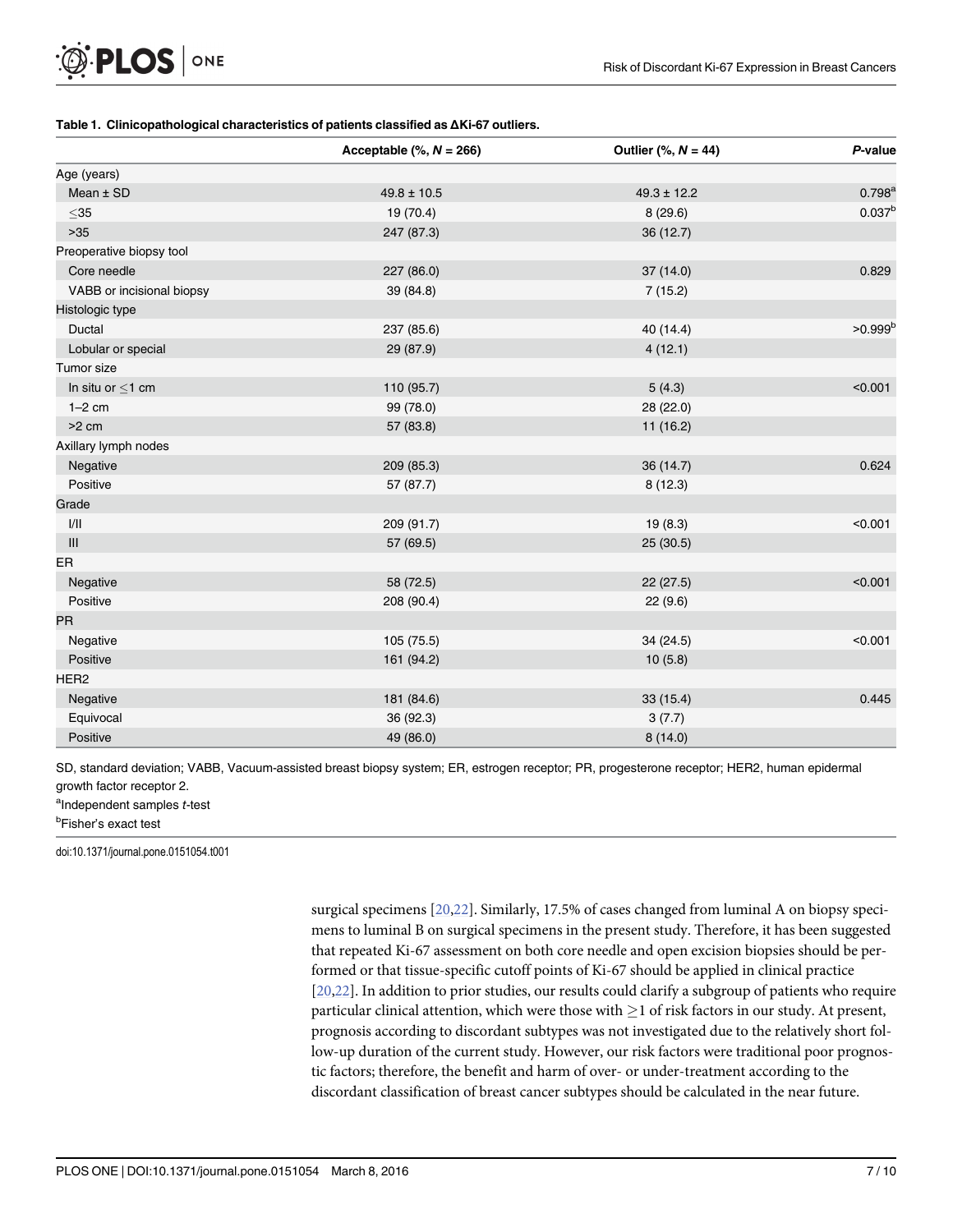**Table 1. Clinicopathological characteristics of patients classified as ΔKi-67 outliers.**

| | Acceptable (%, *N* = 266) | Outlier (%, *N* = 44) | *P*-value |
|---|---|---|---|
| Age (years) | | | |
| Mean ± SD | 49.8 ± 10.5 | 49.3 ± 12.2 | 0.798[a] |
| ≤35 | 19 (70.4) | 8 (29.6) | 0.037[b] |
| >35 | 247 (87.3) | 36 (12.7) | |
| Preoperative biopsy tool | | | |
| Core needle | 227 (86.0) | 37 (14.0) | 0.829 |
| VABB or incisional biopsy | 39 (84.8) | 7 (15.2) | |
| Histologic type | | | |
| Ductal | 237 (85.6) | 40 (14.4) | >0.999[b] |
| Lobular or special | 29 (87.9) | 4 (12.1) | |
| Tumor size | | | |
| In situ or ≤1 cm | 110 (95.7) | 5 (4.3) | <0.001 |
| 1–2 cm | 99 (78.0) | 28 (22.0) | |
| >2 cm | 57 (83.8) | 11 (16.2) | |
| Axillary lymph nodes | | | |
| Negative | 209 (85.3) | 36 (14.7) | 0.624 |
| Positive | 57 (87.7) | 8 (12.3) | |
| Grade | | | |
| I/II | 209 (91.7) | 19 (8.3) | <0.001 |
| III | 57 (69.5) | 25 (30.5) | |
| ER | | | |
| Negative | 58 (72.5) | 22 (27.5) | <0.001 |
| Positive | 208 (90.4) | 22 (9.6) | |
| PR | | | |
| Negative | 105 (75.5) | 34 (24.5) | <0.001 |
| Positive | 161 (94.2) | 10 (5.8) | |
| HER2 | | | |
| Negative | 181 (84.6) | 33 (15.4) | 0.445 |
| Equivocal | 36 (92.3) | 3 (7.7) | |
| Positive | 49 (86.0) | 8 (14.0) | |

SD, standard deviation; VABB, Vacuum-assisted breast biopsy system; ER, estrogen receptor; PR, progesterone receptor; HER2, human epidermal growth factor receptor 2.

[a]Independent samples *t*-test

[b]Fisher's exact test

doi:10.1371/journal.pone.0151054.t001

surgical specimens [20,22]. Similarly, 17.5% of cases changed from luminal A on biopsy specimens to luminal B on surgical specimens in the present study. Therefore, it has been suggested that repeated Ki-67 assessment on both core needle and open excision biopsies should be performed or that tissue-specific cutoff points of Ki-67 should be applied in clinical practice [20,22]. In addition to prior studies, our results could clarify a subgroup of patients who require particular clinical attention, which were those with ≥1 of risk factors in our study. At present, prognosis according to discordant subtypes was not investigated due to the relatively short follow-up duration of the current study. However, our risk factors were traditional poor prognostic factors; therefore, the benefit and harm of over- or under-treatment according to the discordant classification of breast cancer subtypes should be calculated in the near future.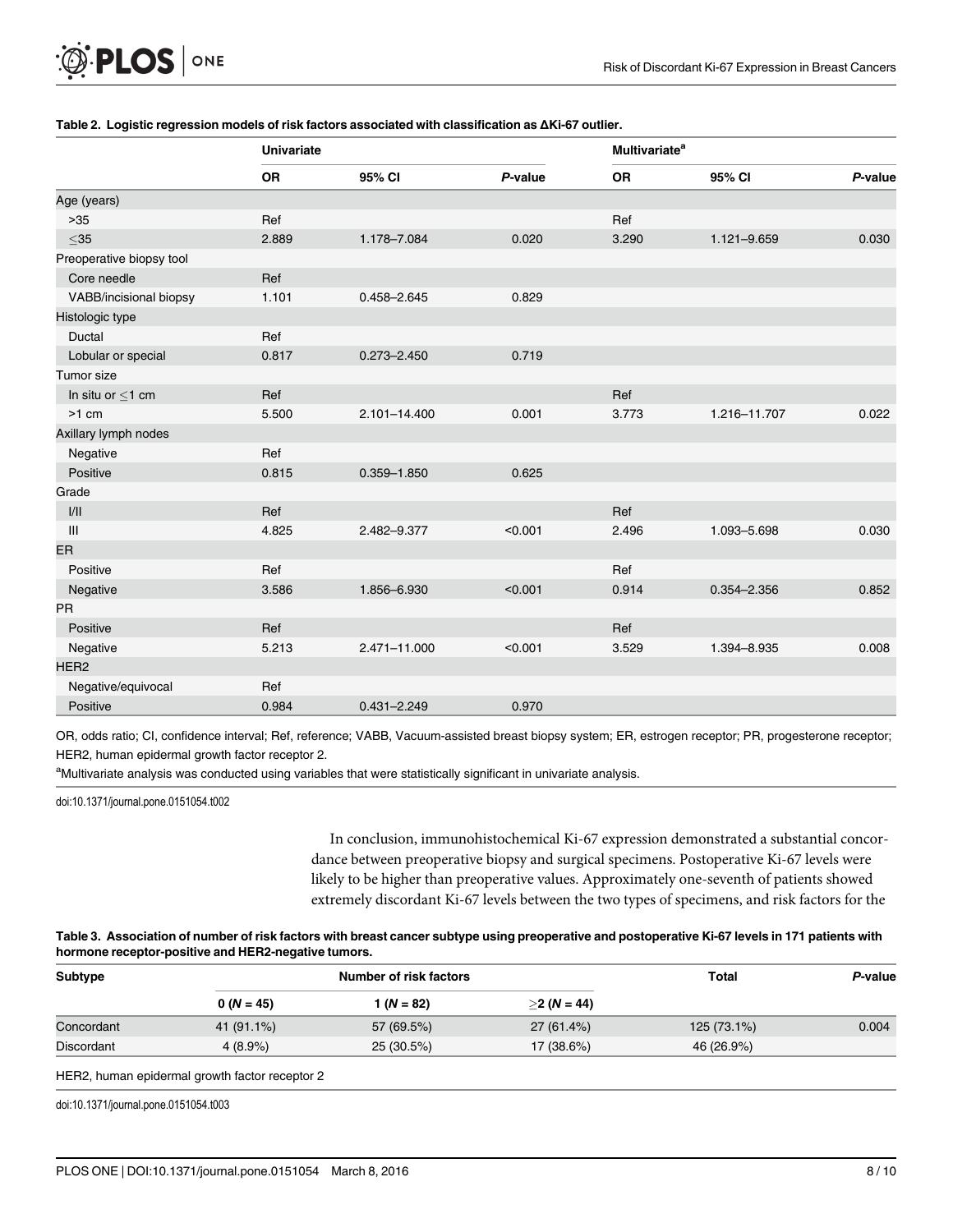**Table 2. Logistic regression models of risk factors associated with classification as ΔKi-67 outlier.**

| | Univariate | | | Multivariate[a] | | |
|---|---|---|---|---|---|---|
| | OR | 95% CI | *P*-value | OR | 95% CI | *P*-value |
| Age (years) | | | | | | |
| >35 | Ref | | | Ref | | |
| ≤35 | 2.889 | 1.178–7.084 | 0.020 | 3.290 | 1.121–9.659 | 0.030 |
| Preoperative biopsy tool | | | | | | |
| Core needle | Ref | | | | | |
| VABB/incisional biopsy | 1.101 | 0.458–2.645 | 0.829 | | | |
| Histologic type | | | | | | |
| Ductal | Ref | | | | | |
| Lobular or special | 0.817 | 0.273–2.450 | 0.719 | | | |
| Tumor size | | | | | | |
| In situ or ≤1 cm | Ref | | | Ref | | |
| >1 cm | 5.500 | 2.101–14.400 | 0.001 | 3.773 | 1.216–11.707 | 0.022 |
| Axillary lymph nodes | | | | | | |
| Negative | Ref | | | | | |
| Positive | 0.815 | 0.359–1.850 | 0.625 | | | |
| Grade | | | | | | |
| I/II | Ref | | | Ref | | |
| III | 4.825 | 2.482–9.377 | <0.001 | 2.496 | 1.093–5.698 | 0.030 |
| ER | | | | | | |
| Positive | Ref | | | Ref | | |
| Negative | 3.586 | 1.856–6.930 | <0.001 | 0.914 | 0.354–2.356 | 0.852 |
| PR | | | | | | |
| Positive | Ref | | | Ref | | |
| Negative | 5.213 | 2.471–11.000 | <0.001 | 3.529 | 1.394–8.935 | 0.008 |
| HER2 | | | | | | |
| Negative/equivocal | Ref | | | | | |
| Positive | 0.984 | 0.431–2.249 | 0.970 | | | |

OR, odds ratio; CI, confidence interval; Ref, reference; VABB, Vacuum-assisted breast biopsy system; ER, estrogen receptor; PR, progesterone receptor; HER2, human epidermal growth factor receptor 2.

[a]Multivariate analysis was conducted using variables that were statistically significant in univariate analysis.

doi:10.1371/journal.pone.0151054.t002

In conclusion, immunohistochemical Ki-67 expression demonstrated a substantial concordance between preoperative biopsy and surgical specimens. Postoperative Ki-67 levels were likely to be higher than preoperative values. Approximately one-seventh of patients showed extremely discordant Ki-67 levels between the two types of specimens, and risk factors for the

**Table 3. Association of number of risk factors with breast cancer subtype using preoperative and postoperative Ki-67 levels in 171 patients with hormone receptor-positive and HER2-negative tumors.**

| Subtype | Number of risk factors | | | Total | *P*-value |
|---|---|---|---|---|---|
| | 0 (*N* = 45) | 1 (*N* = 82) | ≥2 (*N* = 44) | | |
| Concordant | 41 (91.1%) | 57 (69.5%) | 27 (61.4%) | 125 (73.1%) | 0.004 |
| Discordant | 4 (8.9%) | 25 (30.5%) | 17 (38.6%) | 46 (26.9%) | |

HER2, human epidermal growth factor receptor 2

doi:10.1371/journal.pone.0151054.t003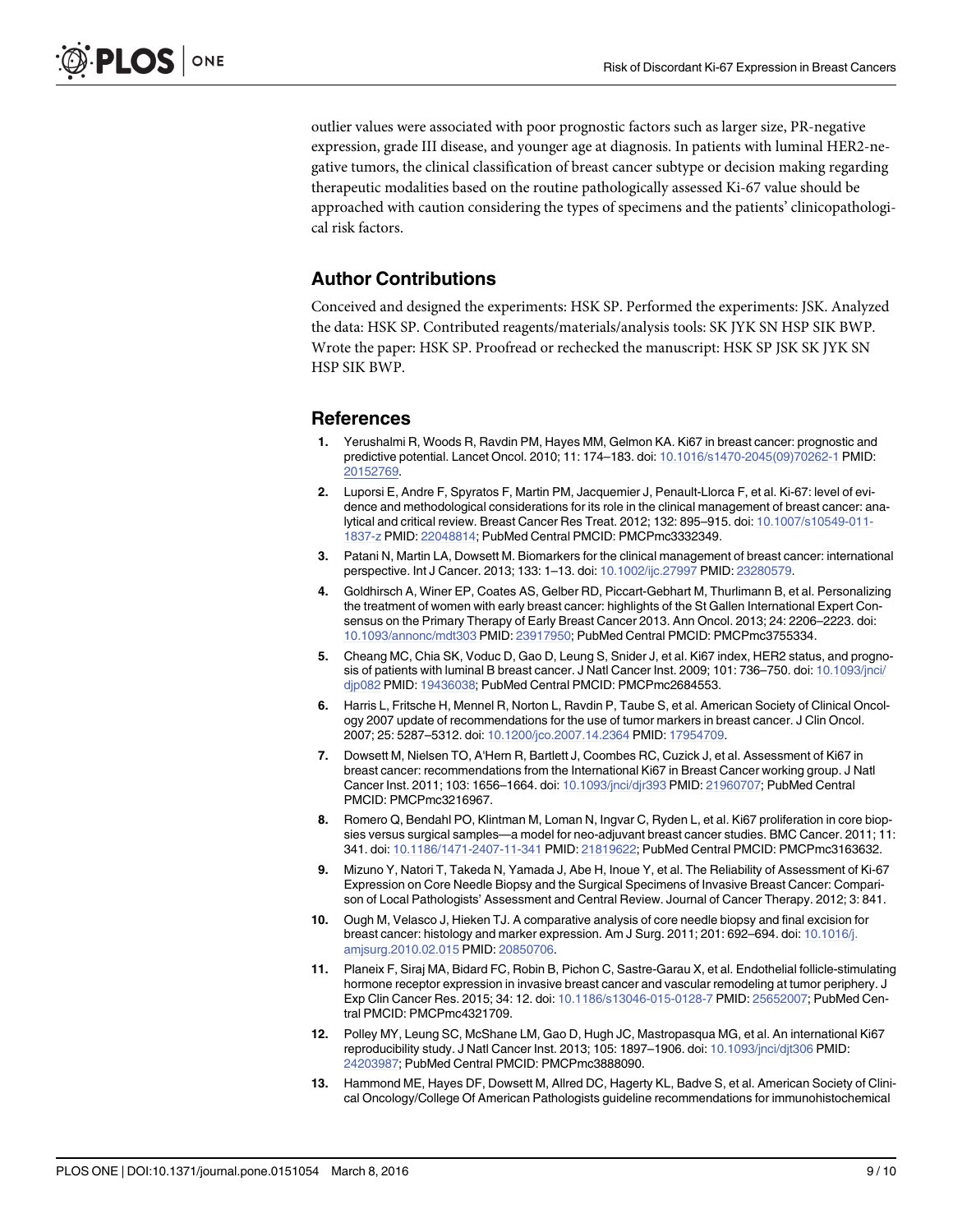outlier values were associated with poor prognostic factors such as larger size, PR-negative expression, grade III disease, and younger age at diagnosis. In patients with luminal HER2-negative tumors, the clinical classification of breast cancer subtype or decision making regarding therapeutic modalities based on the routine pathologically assessed Ki-67 value should be approached with caution considering the types of specimens and the patients' clinicopathological risk factors.

## Author Contributions

Conceived and designed the experiments: HSK SP. Performed the experiments: JSK. Analyzed the data: HSK SP. Contributed reagents/materials/analysis tools: SK JYK SN HSP SIK BWP. Wrote the paper: HSK SP. Proofread or rechecked the manuscript: HSK SP JSK SK JYK SN HSP SIK BWP.

## References

1. Yerushalmi R, Woods R, Ravdin PM, Hayes MM, Gelmon KA. Ki67 in breast cancer: prognostic and predictive potential. Lancet Oncol. 2010; 11: 174–183. doi: 10.1016/s1470-2045(09)70262-1 PMID: 20152769.
2. Luporsi E, Andre F, Spyratos F, Martin PM, Jacquemier J, Penault-Llorca F, et al. Ki-67: level of evidence and methodological considerations for its role in the clinical management of breast cancer: analytical and critical review. Breast Cancer Res Treat. 2012; 132: 895–915. doi: 10.1007/s10549-011-1837-z PMID: 22048814; PubMed Central PMCID: PMCPmc3332349.
3. Patani N, Martin LA, Dowsett M. Biomarkers for the clinical management of breast cancer: international perspective. Int J Cancer. 2013; 133: 1–13. doi: 10.1002/ijc.27997 PMID: 23280579.
4. Goldhirsch A, Winer EP, Coates AS, Gelber RD, Piccart-Gebhart M, Thurlimann B, et al. Personalizing the treatment of women with early breast cancer: highlights of the St Gallen International Expert Consensus on the Primary Therapy of Early Breast Cancer 2013. Ann Oncol. 2013; 24: 2206–2223. doi: 10.1093/annonc/mdt303 PMID: 23917950; PubMed Central PMCID: PMCPmc3755334.
5. Cheang MC, Chia SK, Voduc D, Gao D, Leung S, Snider J, et al. Ki67 index, HER2 status, and prognosis of patients with luminal B breast cancer. J Natl Cancer Inst. 2009; 101: 736–750. doi: 10.1093/jnci/djp082 PMID: 19436038; PubMed Central PMCID: PMCPmc2684553.
6. Harris L, Fritsche H, Mennel R, Norton L, Ravdin P, Taube S, et al. American Society of Clinical Oncology 2007 update of recommendations for the use of tumor markers in breast cancer. J Clin Oncol. 2007; 25: 5287–5312. doi: 10.1200/jco.2007.14.2364 PMID: 17954709.
7. Dowsett M, Nielsen TO, A'Hern R, Bartlett J, Coombes RC, Cuzick J, et al. Assessment of Ki67 in breast cancer: recommendations from the International Ki67 in Breast Cancer working group. J Natl Cancer Inst. 2011; 103: 1656–1664. doi: 10.1093/jnci/djr393 PMID: 21960707; PubMed Central PMCID: PMCPmc3216967.
8. Romero Q, Bendahl PO, Klintman M, Loman N, Ingvar C, Ryden L, et al. Ki67 proliferation in core biopsies versus surgical samples—a model for neo-adjuvant breast cancer studies. BMC Cancer. 2011; 11: 341. doi: 10.1186/1471-2407-11-341 PMID: 21819622; PubMed Central PMCID: PMCPmc3163632.
9. Mizuno Y, Natori T, Takeda N, Yamada J, Abe H, Inoue Y, et al. The Reliability of Assessment of Ki-67 Expression on Core Needle Biopsy and the Surgical Specimens of Invasive Breast Cancer: Comparison of Local Pathologists' Assessment and Central Review. Journal of Cancer Therapy. 2012; 3: 841.
10. Ough M, Velasco J, Hieken TJ. A comparative analysis of core needle biopsy and final excision for breast cancer: histology and marker expression. Am J Surg. 2011; 201: 692–694. doi: 10.1016/j.amjsurg.2010.02.015 PMID: 20850706.
11. Planeix F, Siraj MA, Bidard FC, Robin B, Pichon C, Sastre-Garau X, et al. Endothelial follicle-stimulating hormone receptor expression in invasive breast cancer and vascular remodeling at tumor periphery. J Exp Clin Cancer Res. 2015; 34: 12. doi: 10.1186/s13046-015-0128-7 PMID: 25652007; PubMed Central PMCID: PMCPmc4321709.
12. Polley MY, Leung SC, McShane LM, Gao D, Hugh JC, Mastropasqua MG, et al. An international Ki67 reproducibility study. J Natl Cancer Inst. 2013; 105: 1897–1906. doi: 10.1093/jnci/djt306 PMID: 24203987; PubMed Central PMCID: PMCPmc3888090.
13. Hammond ME, Hayes DF, Dowsett M, Allred DC, Hagerty KL, Badve S, et al. American Society of Clinical Oncology/College Of American Pathologists guideline recommendations for immunohistochemical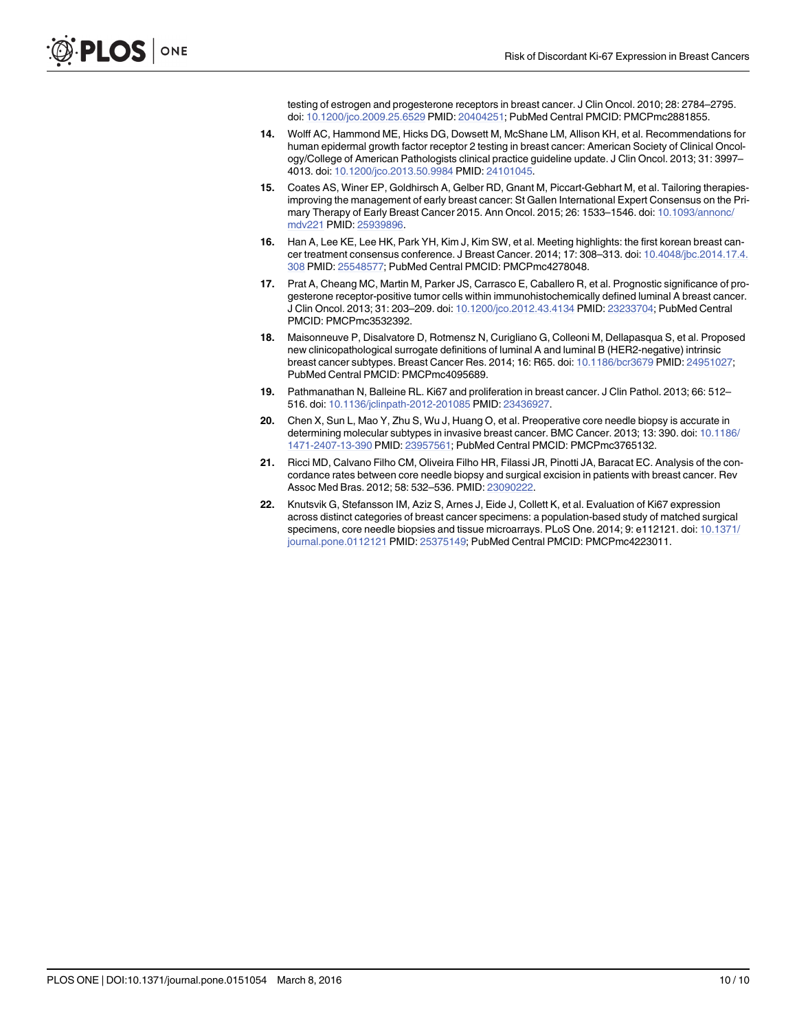testing of estrogen and progesterone receptors in breast cancer. J Clin Oncol. 2010; 28: 2784–2795. doi: 10.1200/jco.2009.25.6529 PMID: 20404251; PubMed Central PMCID: PMCPmc2881855.

14. Wolff AC, Hammond ME, Hicks DG, Dowsett M, McShane LM, Allison KH, et al. Recommendations for human epidermal growth factor receptor 2 testing in breast cancer: American Society of Clinical Oncology/College of American Pathologists clinical practice guideline update. J Clin Oncol. 2013; 31: 3997–4013. doi: 10.1200/jco.2013.50.9984 PMID: 24101045.

15. Coates AS, Winer EP, Goldhirsch A, Gelber RD, Gnant M, Piccart-Gebhart M, et al. Tailoring therapies-improving the management of early breast cancer: St Gallen International Expert Consensus on the Primary Therapy of Early Breast Cancer 2015. Ann Oncol. 2015; 26: 1533–1546. doi: 10.1093/annonc/mdv221 PMID: 25939896.

16. Han A, Lee KE, Lee HK, Park YH, Kim J, Kim SW, et al. Meeting highlights: the first korean breast cancer treatment consensus conference. J Breast Cancer. 2014; 17: 308–313. doi: 10.4048/jbc.2014.17.4.308 PMID: 25548577; PubMed Central PMCID: PMCPmc4278048.

17. Prat A, Cheang MC, Martin M, Parker JS, Carrasco E, Caballero R, et al. Prognostic significance of progesterone receptor-positive tumor cells within immunohistochemically defined luminal A breast cancer. J Clin Oncol. 2013; 31: 203–209. doi: 10.1200/jco.2012.43.4134 PMID: 23233704; PubMed Central PMCID: PMCPmc3532392.

18. Maisonneuve P, Disalvatore D, Rotmensz N, Curigliano G, Colleoni M, Dellapasqua S, et al. Proposed new clinicopathological surrogate definitions of luminal A and luminal B (HER2-negative) intrinsic breast cancer subtypes. Breast Cancer Res. 2014; 16: R65. doi: 10.1186/bcr3679 PMID: 24951027; PubMed Central PMCID: PMCPmc4095689.

19. Pathmanathan N, Balleine RL. Ki67 and proliferation in breast cancer. J Clin Pathol. 2013; 66: 512–516. doi: 10.1136/jclinpath-2012-201085 PMID: 23436927.

20. Chen X, Sun L, Mao Y, Zhu S, Wu J, Huang O, et al. Preoperative core needle biopsy is accurate in determining molecular subtypes in invasive breast cancer. BMC Cancer. 2013; 13: 390. doi: 10.1186/1471-2407-13-390 PMID: 23957561; PubMed Central PMCID: PMCPmc3765132.

21. Ricci MD, Calvano Filho CM, Oliveira Filho HR, Filassi JR, Pinotti JA, Baracat EC. Analysis of the concordance rates between core needle biopsy and surgical excision in patients with breast cancer. Rev Assoc Med Bras. 2012; 58: 532–536. PMID: 23090222.

22. Knutsvik G, Stefansson IM, Aziz S, Arnes J, Eide J, Collett K, et al. Evaluation of Ki67 expression across distinct categories of breast cancer specimens: a population-based study of matched surgical specimens, core needle biopsies and tissue microarrays. PLoS One. 2014; 9: e112121. doi: 10.1371/journal.pone.0112121 PMID: 25375149; PubMed Central PMCID: PMCPmc4223011.